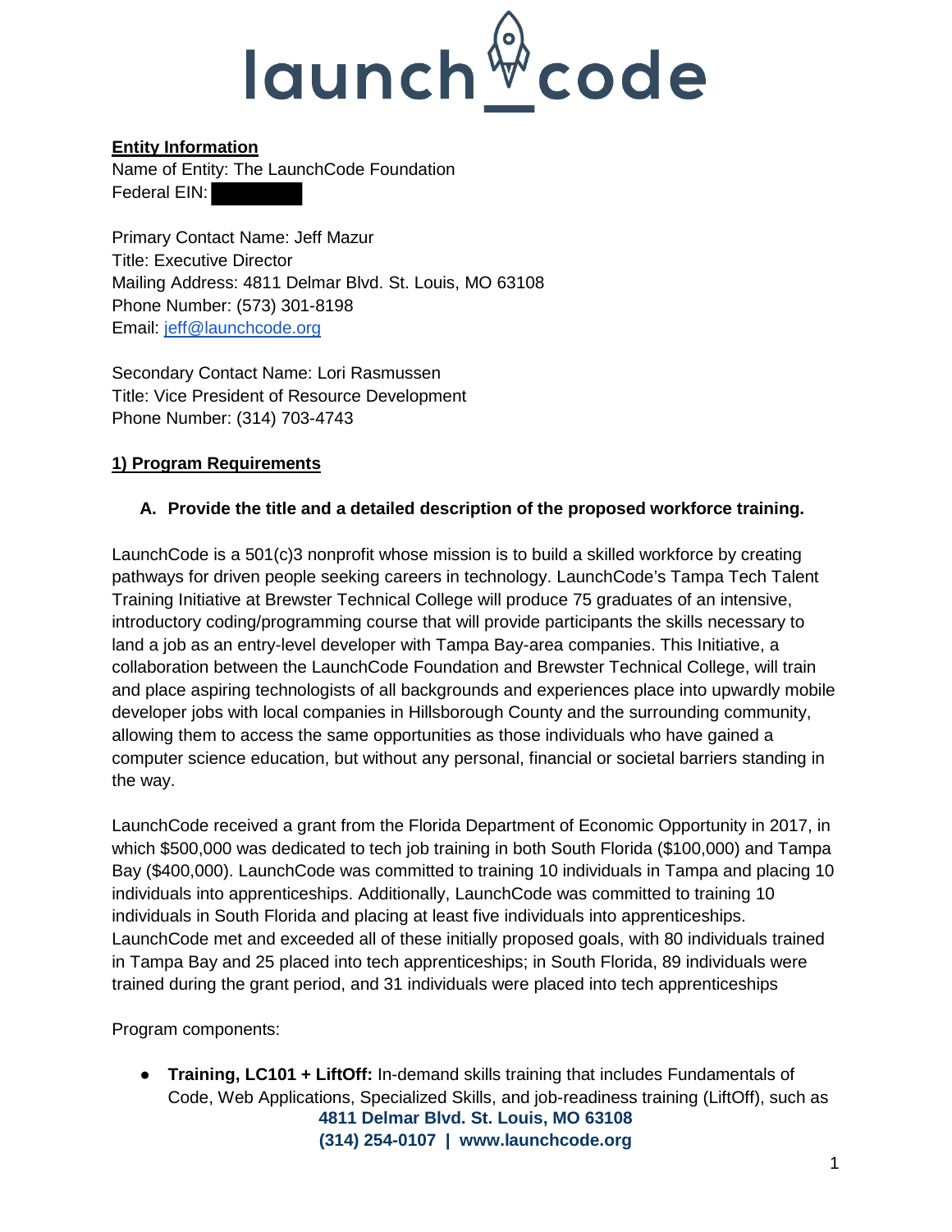**Entity Information**

Name of Entity: The LaunchCode Foundation
Federal EIN:

Primary Contact Name: Jeff Mazur
Title: Executive Director
Mailing Address: 4811 Delmar Blvd. St. Louis, MO 63108
Phone Number: (573) 301-8198
Email: jeff@launchcode.org

Secondary Contact Name: Lori Rasmussen
Title: Vice President of Resource Development
Phone Number: (314) 703-4743

## 1) Program Requirements

### A. Provide the title and a detailed description of the proposed workforce training.

LaunchCode is a 501(c)3 nonprofit whose mission is to build a skilled workforce by creating pathways for driven people seeking careers in technology. LaunchCode's Tampa Tech Talent Training Initiative at Brewster Technical College will produce 75 graduates of an intensive, introductory coding/programming course that will provide participants the skills necessary to land a job as an entry-level developer with Tampa Bay-area companies. This Initiative, a collaboration between the LaunchCode Foundation and Brewster Technical College, will train and place aspiring technologists of all backgrounds and experiences place into upwardly mobile developer jobs with local companies in Hillsborough County and the surrounding community, allowing them to access the same opportunities as those individuals who have gained a computer science education, but without any personal, financial or societal barriers standing in the way.

LaunchCode received a grant from the Florida Department of Economic Opportunity in 2017, in which $500,000 was dedicated to tech job training in both South Florida ($100,000) and Tampa Bay ($400,000). LaunchCode was committed to training 10 individuals in Tampa and placing 10 individuals into apprenticeships. Additionally, LaunchCode was committed to training 10 individuals in South Florida and placing at least five individuals into apprenticeships. LaunchCode met and exceeded all of these initially proposed goals, with 80 individuals trained in Tampa Bay and 25 placed into tech apprenticeships; in South Florida, 89 individuals were trained during the grant period, and 31 individuals were placed into tech apprenticeships

Program components:

- **Training, LC101 + LiftOff:** In-demand skills training that includes Fundamentals of Code, Web Applications, Specialized Skills, and job-readiness training (LiftOff), such as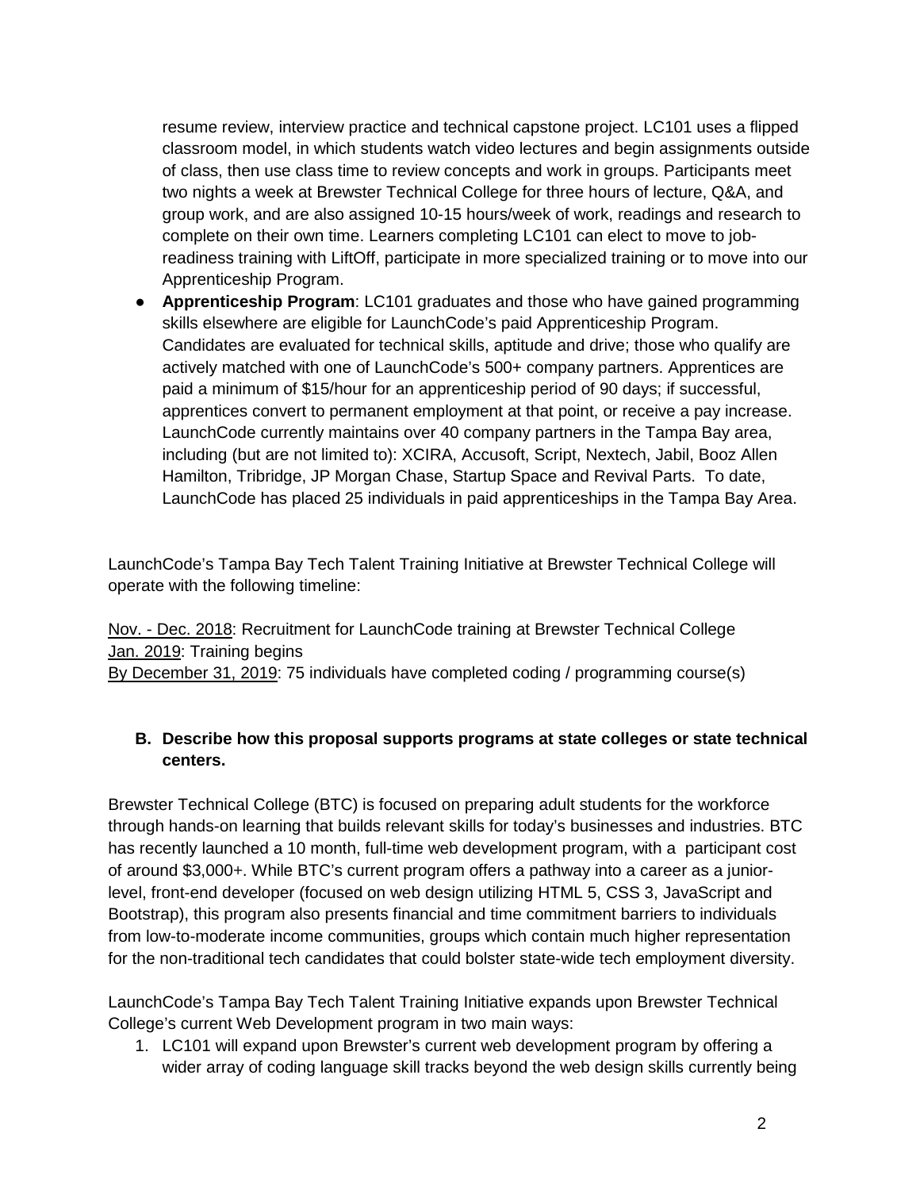resume review, interview practice and technical capstone project. LC101 uses a flipped classroom model, in which students watch video lectures and begin assignments outside of class, then use class time to review concepts and work in groups. Participants meet two nights a week at Brewster Technical College for three hours of lecture, Q&A, and group work, and are also assigned 10-15 hours/week of work, readings and research to complete on their own time. Learners completing LC101 can elect to move to job-readiness training with LiftOff, participate in more specialized training or to move into our Apprenticeship Program.

- **Apprenticeship Program**: LC101 graduates and those who have gained programming skills elsewhere are eligible for LaunchCode's paid Apprenticeship Program. Candidates are evaluated for technical skills, aptitude and drive; those who qualify are actively matched with one of LaunchCode's 500+ company partners. Apprentices are paid a minimum of $15/hour for an apprenticeship period of 90 days; if successful, apprentices convert to permanent employment at that point, or receive a pay increase. LaunchCode currently maintains over 40 company partners in the Tampa Bay area, including (but are not limited to): XCIRA, Accusoft, Script, Nextech, Jabil, Booz Allen Hamilton, Tribridge, JP Morgan Chase, Startup Space and Revival Parts. To date, LaunchCode has placed 25 individuals in paid apprenticeships in the Tampa Bay Area.

LaunchCode's Tampa Bay Tech Talent Training Initiative at Brewster Technical College will operate with the following timeline:

Nov. - Dec. 2018: Recruitment for LaunchCode training at Brewster Technical College
Jan. 2019: Training begins
By December 31, 2019: 75 individuals have completed coding / programming course(s)

### B. Describe how this proposal supports programs at state colleges or state technical centers.

Brewster Technical College (BTC) is focused on preparing adult students for the workforce through hands-on learning that builds relevant skills for today's businesses and industries. BTC has recently launched a 10 month, full-time web development program, with a participant cost of around $3,000+. While BTC's current program offers a pathway into a career as a junior-level, front-end developer (focused on web design utilizing HTML 5, CSS 3, JavaScript and Bootstrap), this program also presents financial and time commitment barriers to individuals from low-to-moderate income communities, groups which contain much higher representation for the non-traditional tech candidates that could bolster state-wide tech employment diversity.

LaunchCode's Tampa Bay Tech Talent Training Initiative expands upon Brewster Technical College's current Web Development program in two main ways:

1. LC101 will expand upon Brewster's current web development program by offering a wider array of coding language skill tracks beyond the web design skills currently being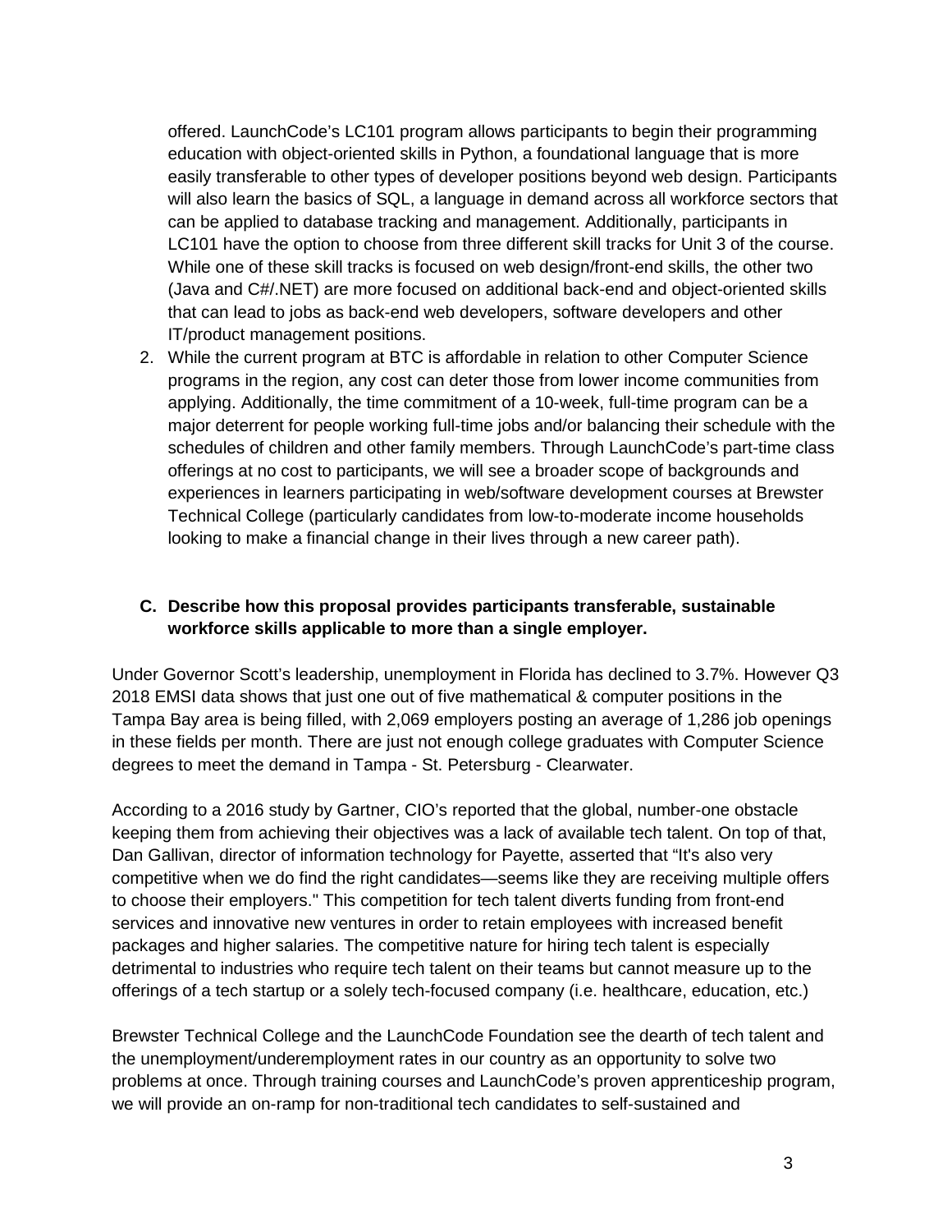offered. LaunchCode's LC101 program allows participants to begin their programming education with object-oriented skills in Python, a foundational language that is more easily transferable to other types of developer positions beyond web design. Participants will also learn the basics of SQL, a language in demand across all workforce sectors that can be applied to database tracking and management. Additionally, participants in LC101 have the option to choose from three different skill tracks for Unit 3 of the course. While one of these skill tracks is focused on web design/front-end skills, the other two (Java and C#/.NET) are more focused on additional back-end and object-oriented skills that can lead to jobs as back-end web developers, software developers and other IT/product management positions.

2. While the current program at BTC is affordable in relation to other Computer Science programs in the region, any cost can deter those from lower income communities from applying. Additionally, the time commitment of a 10-week, full-time program can be a major deterrent for people working full-time jobs and/or balancing their schedule with the schedules of children and other family members. Through LaunchCode's part-time class offerings at no cost to participants, we will see a broader scope of backgrounds and experiences in learners participating in web/software development courses at Brewster Technical College (particularly candidates from low-to-moderate income households looking to make a financial change in their lives through a new career path).

### C. Describe how this proposal provides participants transferable, sustainable workforce skills applicable to more than a single employer.

Under Governor Scott's leadership, unemployment in Florida has declined to 3.7%. However Q3 2018 EMSI data shows that just one out of five mathematical & computer positions in the Tampa Bay area is being filled, with 2,069 employers posting an average of 1,286 job openings in these fields per month. There are just not enough college graduates with Computer Science degrees to meet the demand in Tampa - St. Petersburg - Clearwater.

According to a 2016 study by Gartner, CIO's reported that the global, number-one obstacle keeping them from achieving their objectives was a lack of available tech talent. On top of that, Dan Gallivan, director of information technology for Payette, asserted that "It's also very competitive when we do find the right candidates—seems like they are receiving multiple offers to choose their employers." This competition for tech talent diverts funding from front-end services and innovative new ventures in order to retain employees with increased benefit packages and higher salaries. The competitive nature for hiring tech talent is especially detrimental to industries who require tech talent on their teams but cannot measure up to the offerings of a tech startup or a solely tech-focused company (i.e. healthcare, education, etc.)

Brewster Technical College and the LaunchCode Foundation see the dearth of tech talent and the unemployment/underemployment rates in our country as an opportunity to solve two problems at once. Through training courses and LaunchCode's proven apprenticeship program, we will provide an on-ramp for non-traditional tech candidates to self-sustained and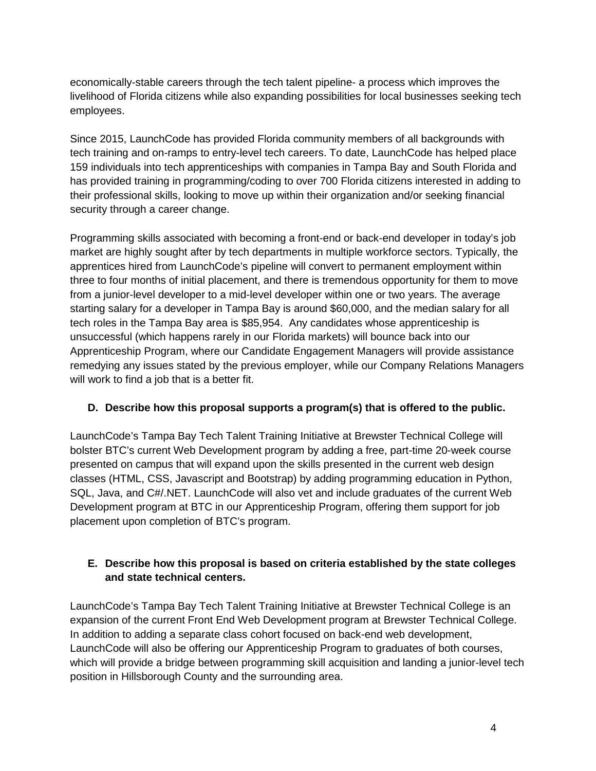economically-stable careers through the tech talent pipeline- a process which improves the livelihood of Florida citizens while also expanding possibilities for local businesses seeking tech employees.

Since 2015, LaunchCode has provided Florida community members of all backgrounds with tech training and on-ramps to entry-level tech careers. To date, LaunchCode has helped place 159 individuals into tech apprenticeships with companies in Tampa Bay and South Florida and has provided training in programming/coding to over 700 Florida citizens interested in adding to their professional skills, looking to move up within their organization and/or seeking financial security through a career change.

Programming skills associated with becoming a front-end or back-end developer in today's job market are highly sought after by tech departments in multiple workforce sectors. Typically, the apprentices hired from LaunchCode's pipeline will convert to permanent employment within three to four months of initial placement, and there is tremendous opportunity for them to move from a junior-level developer to a mid-level developer within one or two years. The average starting salary for a developer in Tampa Bay is around $60,000, and the median salary for all tech roles in the Tampa Bay area is $85,954. Any candidates whose apprenticeship is unsuccessful (which happens rarely in our Florida markets) will bounce back into our Apprenticeship Program, where our Candidate Engagement Managers will provide assistance remedying any issues stated by the previous employer, while our Company Relations Managers will work to find a job that is a better fit.

**D. Describe how this proposal supports a program(s) that is offered to the public.**

LaunchCode's Tampa Bay Tech Talent Training Initiative at Brewster Technical College will bolster BTC's current Web Development program by adding a free, part-time 20-week course presented on campus that will expand upon the skills presented in the current web design classes (HTML, CSS, Javascript and Bootstrap) by adding programming education in Python, SQL, Java, and C#/.NET. LaunchCode will also vet and include graduates of the current Web Development program at BTC in our Apprenticeship Program, offering them support for job placement upon completion of BTC's program.

**E. Describe how this proposal is based on criteria established by the state colleges and state technical centers.**

LaunchCode's Tampa Bay Tech Talent Training Initiative at Brewster Technical College is an expansion of the current Front End Web Development program at Brewster Technical College. In addition to adding a separate class cohort focused on back-end web development, LaunchCode will also be offering our Apprenticeship Program to graduates of both courses, which will provide a bridge between programming skill acquisition and landing a junior-level tech position in Hillsborough County and the surrounding area.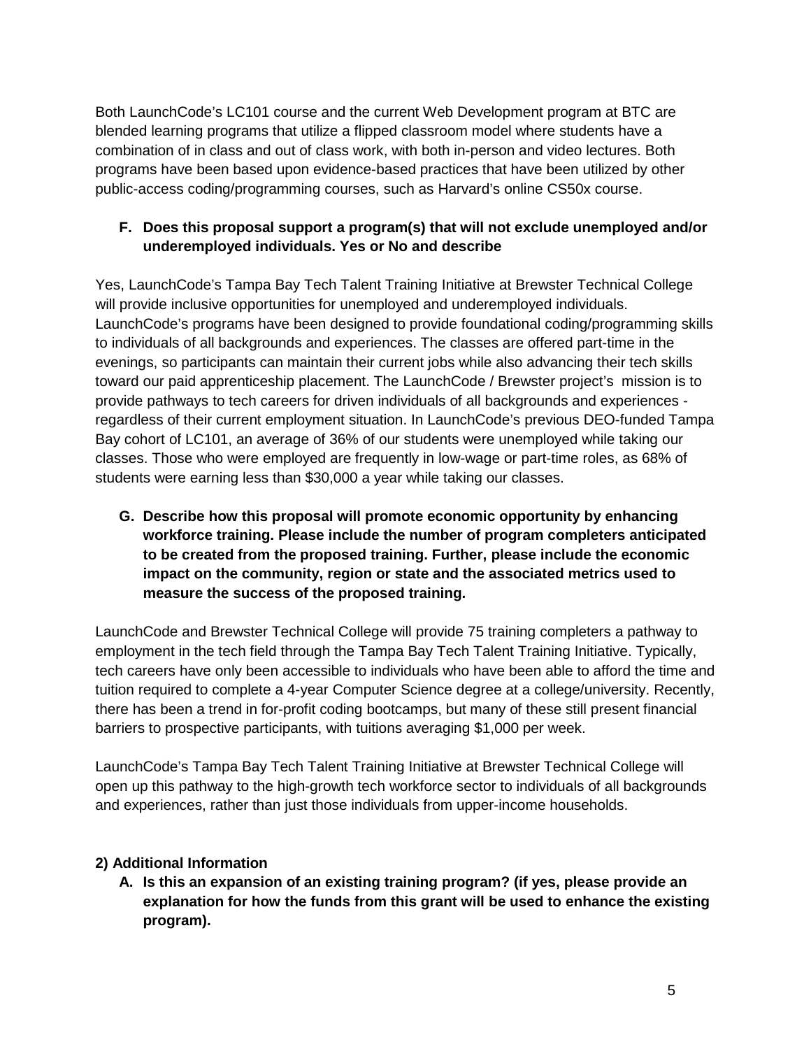Both LaunchCode's LC101 course and the current Web Development program at BTC are blended learning programs that utilize a flipped classroom model where students have a combination of in class and out of class work, with both in-person and video lectures. Both programs have been based upon evidence-based practices that have been utilized by other public-access coding/programming courses, such as Harvard's online CS50x course.

**F. Does this proposal support a program(s) that will not exclude unemployed and/or underemployed individuals. Yes or No and describe**

Yes, LaunchCode's Tampa Bay Tech Talent Training Initiative at Brewster Technical College will provide inclusive opportunities for unemployed and underemployed individuals. LaunchCode's programs have been designed to provide foundational coding/programming skills to individuals of all backgrounds and experiences. The classes are offered part-time in the evenings, so participants can maintain their current jobs while also advancing their tech skills toward our paid apprenticeship placement. The LaunchCode / Brewster project's mission is to provide pathways to tech careers for driven individuals of all backgrounds and experiences - regardless of their current employment situation. In LaunchCode's previous DEO-funded Tampa Bay cohort of LC101, an average of 36% of our students were unemployed while taking our classes. Those who were employed are frequently in low-wage or part-time roles, as 68% of students were earning less than $30,000 a year while taking our classes.

**G. Describe how this proposal will promote economic opportunity by enhancing workforce training. Please include the number of program completers anticipated to be created from the proposed training. Further, please include the economic impact on the community, region or state and the associated metrics used to measure the success of the proposed training.**

LaunchCode and Brewster Technical College will provide 75 training completers a pathway to employment in the tech field through the Tampa Bay Tech Talent Training Initiative. Typically, tech careers have only been accessible to individuals who have been able to afford the time and tuition required to complete a 4-year Computer Science degree at a college/university. Recently, there has been a trend in for-profit coding bootcamps, but many of these still present financial barriers to prospective participants, with tuitions averaging $1,000 per week.

LaunchCode's Tampa Bay Tech Talent Training Initiative at Brewster Technical College will open up this pathway to the high-growth tech workforce sector to individuals of all backgrounds and experiences, rather than just those individuals from upper-income households.

**2) Additional Information**

**A. Is this an expansion of an existing training program? (if yes, please provide an explanation for how the funds from this grant will be used to enhance the existing program).**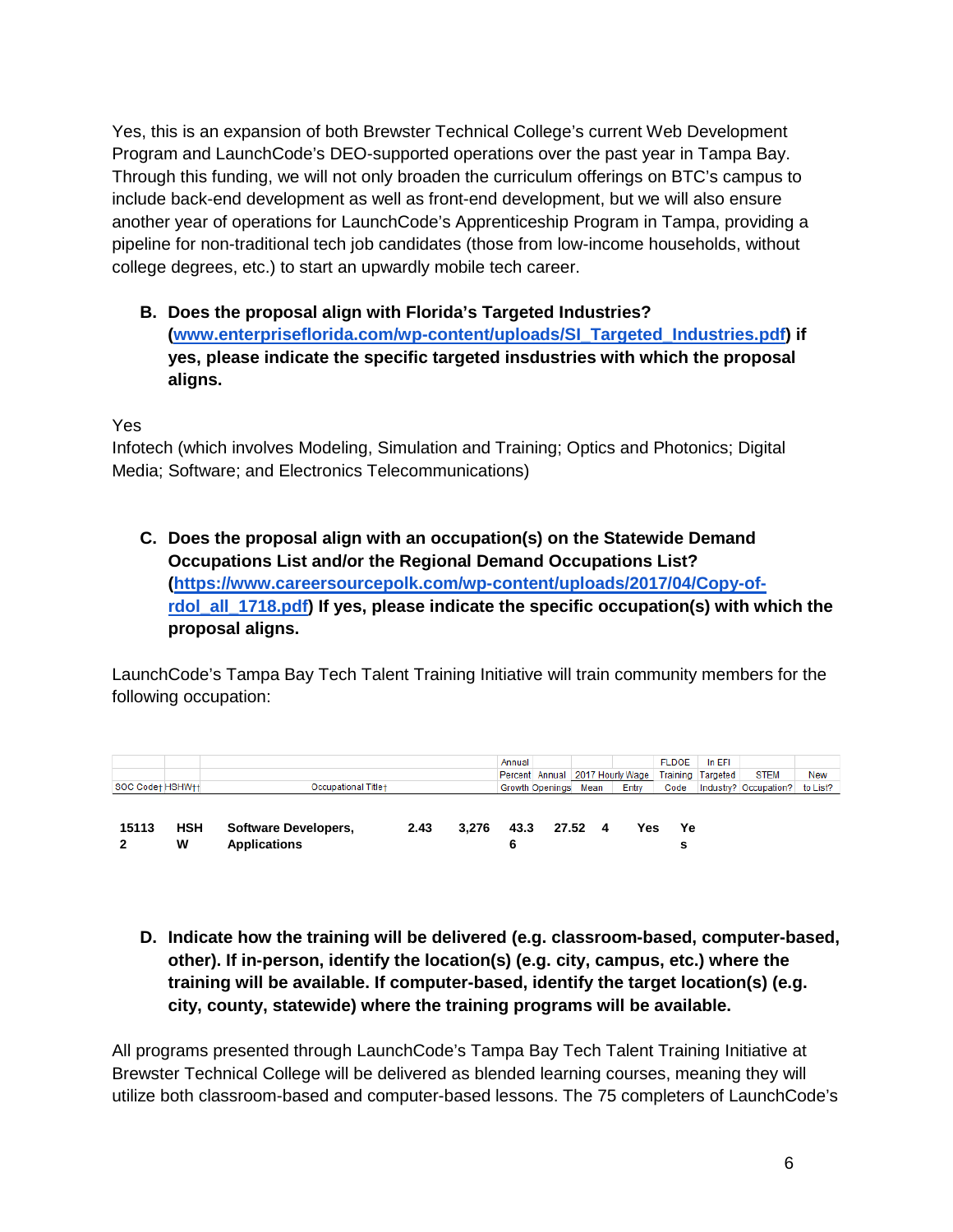Yes, this is an expansion of both Brewster Technical College's current Web Development Program and LaunchCode's DEO-supported operations over the past year in Tampa Bay. Through this funding, we will not only broaden the curriculum offerings on BTC's campus to include back-end development as well as front-end development, but we will also ensure another year of operations for LaunchCode's Apprenticeship Program in Tampa, providing a pipeline for non-traditional tech job candidates (those from low-income households, without college degrees, etc.) to start an upwardly mobile tech career.

**B. Does the proposal align with Florida's Targeted Industries? ([www.enterpriseflorida.com/wp-content/uploads/SI_Targeted_Industries.pdf](www.enterpriseflorida.com/wp-content/uploads/SI_Targeted_Industries.pdf)) if yes, please indicate the specific targeted insdustries with which the proposal aligns.**

Yes
Infotech (which involves Modeling, Simulation and Training; Optics and Photonics; Digital Media; Software; and Electronics Telecommunications)

**C. Does the proposal align with an occupation(s) on the Statewide Demand Occupations List and/or the Regional Demand Occupations List? ([https://www.careersourcepolk.com/wp-content/uploads/2017/04/Copy-of-rdol_all_1718.pdf](https://www.careersourcepolk.com/wp-content/uploads/2017/04/Copy-of-rdol_all_1718.pdf)) If yes, please indicate the specific occupation(s) with which the proposal aligns.**

LaunchCode's Tampa Bay Tech Talent Training Initiative will train community members for the following occupation:

| SOC Code† | HSHW†† | Occupational Title† | Annual Percent Growth | Annual Openings | 2017 Hourly Wage Mean | 2017 Hourly Wage Entry | FLDOE Training Code | In EFI Targeted Industry? | STEM Occupation? | New to List? |
|---|---|---|---|---|---|---|---|---|---|---|
| **151132** | **HSHW** | **Software Developers, Applications** | **2.43** | **3,276** | **43.36** | **27.52** | **4** | **Yes** | **Yes** | |

**D. Indicate how the training will be delivered (e.g. classroom-based, computer-based, other). If in-person, identify the location(s) (e.g. city, campus, etc.) where the training will be available. If computer-based, identify the target location(s) (e.g. city, county, statewide) where the training programs will be available.**

All programs presented through LaunchCode's Tampa Bay Tech Talent Training Initiative at Brewster Technical College will be delivered as blended learning courses, meaning they will utilize both classroom-based and computer-based lessons. The 75 completers of LaunchCode's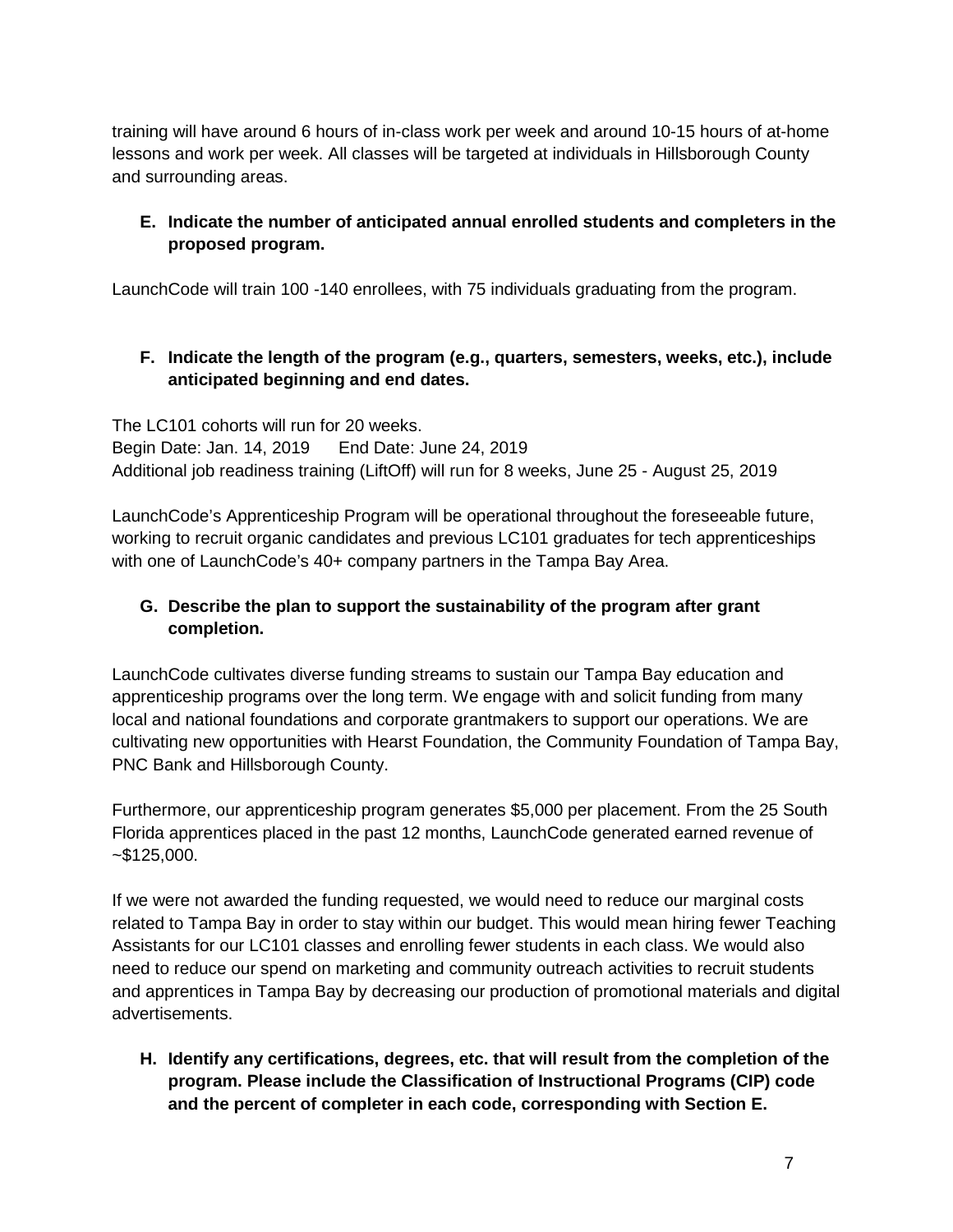training will have around 6 hours of in-class work per week and around 10-15 hours of at-home lessons and work per week. All classes will be targeted at individuals in Hillsborough County and surrounding areas.

**E. Indicate the number of anticipated annual enrolled students and completers in the proposed program.**

LaunchCode will train 100 -140 enrollees, with 75 individuals graduating from the program.

**F. Indicate the length of the program (e.g., quarters, semesters, weeks, etc.), include anticipated beginning and end dates.**

The LC101 cohorts will run for 20 weeks.
Begin Date: Jan. 14, 2019 End Date: June 24, 2019
Additional job readiness training (LiftOff) will run for 8 weeks, June 25 - August 25, 2019

LaunchCode's Apprenticeship Program will be operational throughout the foreseeable future, working to recruit organic candidates and previous LC101 graduates for tech apprenticeships with one of LaunchCode's 40+ company partners in the Tampa Bay Area.

**G. Describe the plan to support the sustainability of the program after grant completion.**

LaunchCode cultivates diverse funding streams to sustain our Tampa Bay education and apprenticeship programs over the long term. We engage with and solicit funding from many local and national foundations and corporate grantmakers to support our operations. We are cultivating new opportunities with Hearst Foundation, the Community Foundation of Tampa Bay, PNC Bank and Hillsborough County.

Furthermore, our apprenticeship program generates $5,000 per placement. From the 25 South Florida apprentices placed in the past 12 months, LaunchCode generated earned revenue of ~$125,000.

If we were not awarded the funding requested, we would need to reduce our marginal costs related to Tampa Bay in order to stay within our budget. This would mean hiring fewer Teaching Assistants for our LC101 classes and enrolling fewer students in each class. We would also need to reduce our spend on marketing and community outreach activities to recruit students and apprentices in Tampa Bay by decreasing our production of promotional materials and digital advertisements.

**H. Identify any certifications, degrees, etc. that will result from the completion of the program. Please include the Classification of Instructional Programs (CIP) code and the percent of completer in each code, corresponding with Section E.**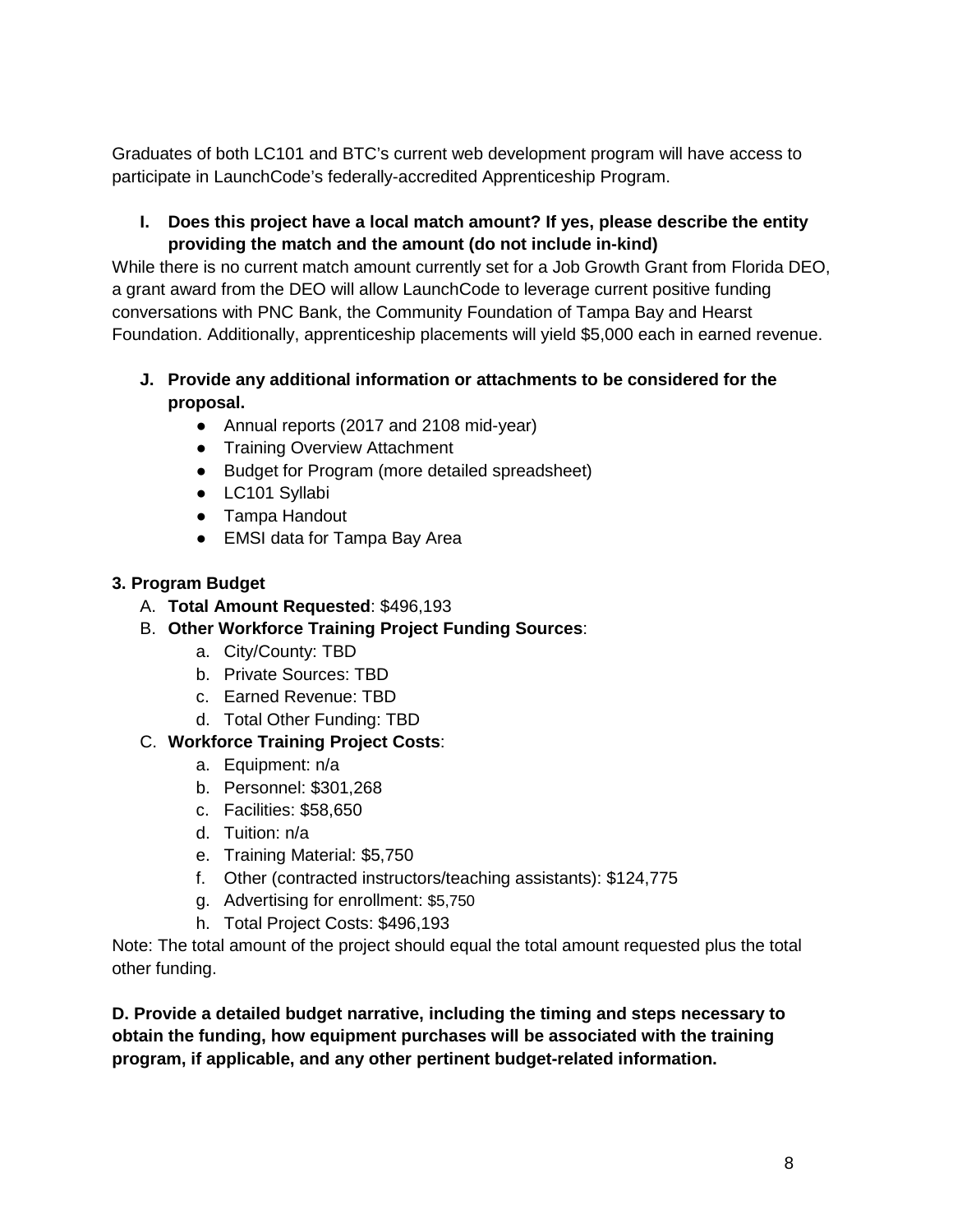Graduates of both LC101 and BTC's current web development program will have access to participate in LaunchCode's federally-accredited Apprenticeship Program.

**I. Does this project have a local match amount? If yes, please describe the entity providing the match and the amount (do not include in-kind)**

While there is no current match amount currently set for a Job Growth Grant from Florida DEO, a grant award from the DEO will allow LaunchCode to leverage current positive funding conversations with PNC Bank, the Community Foundation of Tampa Bay and Hearst Foundation. Additionally, apprenticeship placements will yield $5,000 each in earned revenue.

**J. Provide any additional information or attachments to be considered for the proposal.**

- Annual reports (2017 and 2108 mid-year)
- Training Overview Attachment
- Budget for Program (more detailed spreadsheet)
- LC101 Syllabi
- Tampa Handout
- EMSI data for Tampa Bay Area

**3. Program Budget**

A. **Total Amount Requested**: $496,193

B. **Other Workforce Training Project Funding Sources**:
   a. City/County: TBD
   b. Private Sources: TBD
   c. Earned Revenue: TBD
   d. Total Other Funding: TBD

C. **Workforce Training Project Costs**:
   a. Equipment: n/a
   b. Personnel: $301,268
   c. Facilities: $58,650
   d. Tuition: n/a
   e. Training Material: $5,750
   f. Other (contracted instructors/teaching assistants): $124,775
   g. Advertising for enrollment: $5,750
   h. Total Project Costs: $496,193

Note: The total amount of the project should equal the total amount requested plus the total other funding.

**D. Provide a detailed budget narrative, including the timing and steps necessary to obtain the funding, how equipment purchases will be associated with the training program, if applicable, and any other pertinent budget-related information.**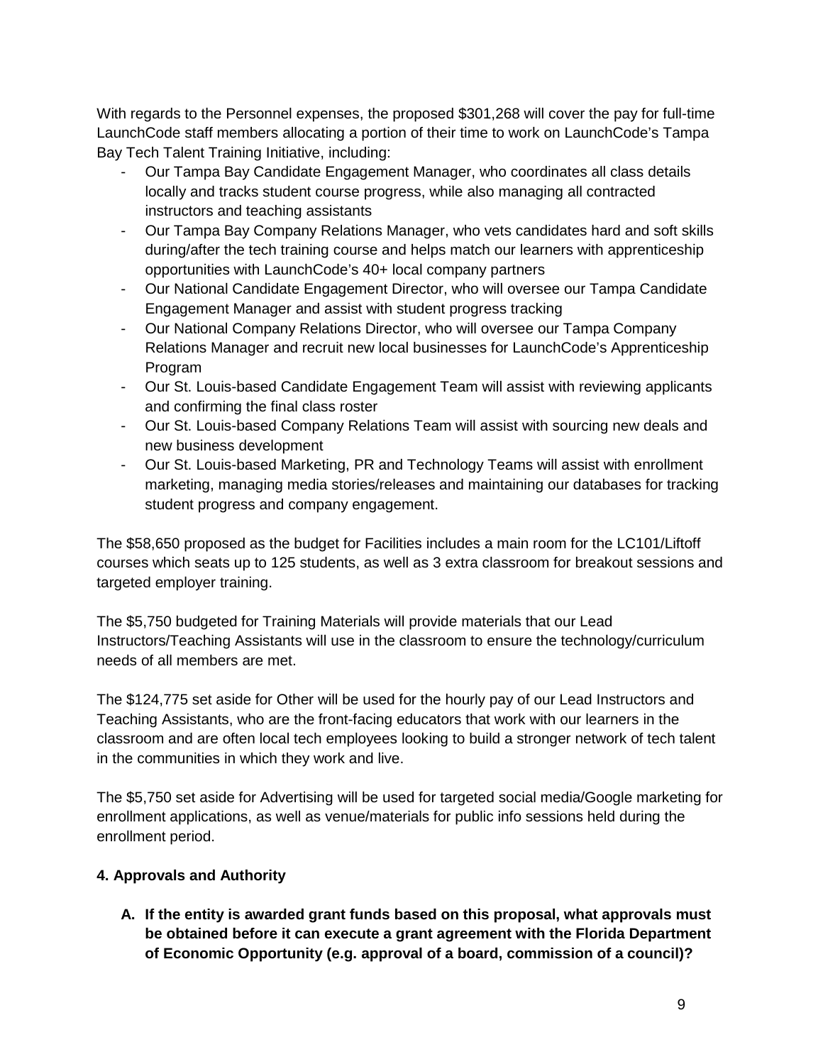With regards to the Personnel expenses, the proposed $301,268 will cover the pay for full-time LaunchCode staff members allocating a portion of their time to work on LaunchCode's Tampa Bay Tech Talent Training Initiative, including:

- Our Tampa Bay Candidate Engagement Manager, who coordinates all class details locally and tracks student course progress, while also managing all contracted instructors and teaching assistants
- Our Tampa Bay Company Relations Manager, who vets candidates hard and soft skills during/after the tech training course and helps match our learners with apprenticeship opportunities with LaunchCode's 40+ local company partners
- Our National Candidate Engagement Director, who will oversee our Tampa Candidate Engagement Manager and assist with student progress tracking
- Our National Company Relations Director, who will oversee our Tampa Company Relations Manager and recruit new local businesses for LaunchCode's Apprenticeship Program
- Our St. Louis-based Candidate Engagement Team will assist with reviewing applicants and confirming the final class roster
- Our St. Louis-based Company Relations Team will assist with sourcing new deals and new business development
- Our St. Louis-based Marketing, PR and Technology Teams will assist with enrollment marketing, managing media stories/releases and maintaining our databases for tracking student progress and company engagement.

The $58,650 proposed as the budget for Facilities includes a main room for the LC101/Liftoff courses which seats up to 125 students, as well as 3 extra classroom for breakout sessions and targeted employer training.

The $5,750 budgeted for Training Materials will provide materials that our Lead Instructors/Teaching Assistants will use in the classroom to ensure the technology/curriculum needs of all members are met.

The $124,775 set aside for Other will be used for the hourly pay of our Lead Instructors and Teaching Assistants, who are the front-facing educators that work with our learners in the classroom and are often local tech employees looking to build a stronger network of tech talent in the communities in which they work and live.

The $5,750 set aside for Advertising will be used for targeted social media/Google marketing for enrollment applications, as well as venue/materials for public info sessions held during the enrollment period.

**4. Approvals and Authority**

**A. If the entity is awarded grant funds based on this proposal, what approvals must be obtained before it can execute a grant agreement with the Florida Department of Economic Opportunity (e.g. approval of a board, commission of a council)?**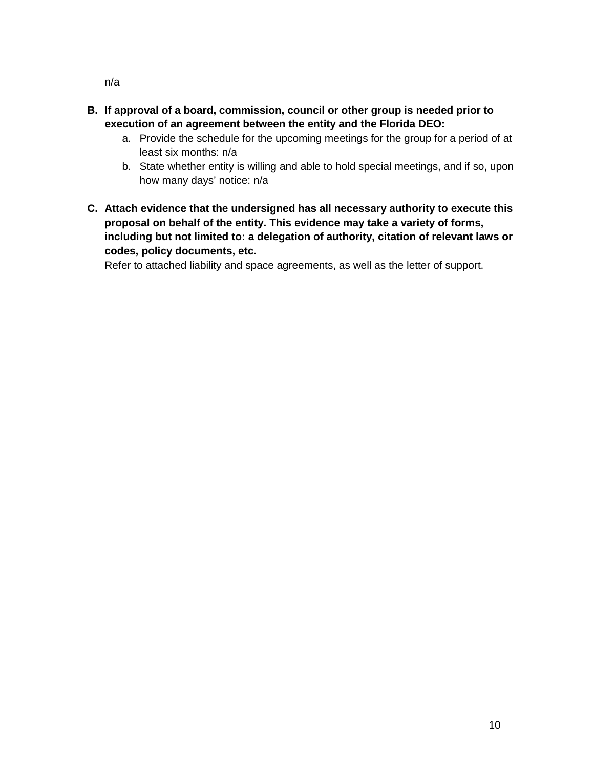n/a

**B. If approval of a board, commission, council or other group is needed prior to execution of an agreement between the entity and the Florida DEO:**

a. Provide the schedule for the upcoming meetings for the group for a period of at least six months: n/a
b. State whether entity is willing and able to hold special meetings, and if so, upon how many days' notice: n/a

**C. Attach evidence that the undersigned has all necessary authority to execute this proposal on behalf of the entity. This evidence may take a variety of forms, including but not limited to: a delegation of authority, citation of relevant laws or codes, policy documents, etc.**

Refer to attached liability and space agreements, as well as the letter of support.